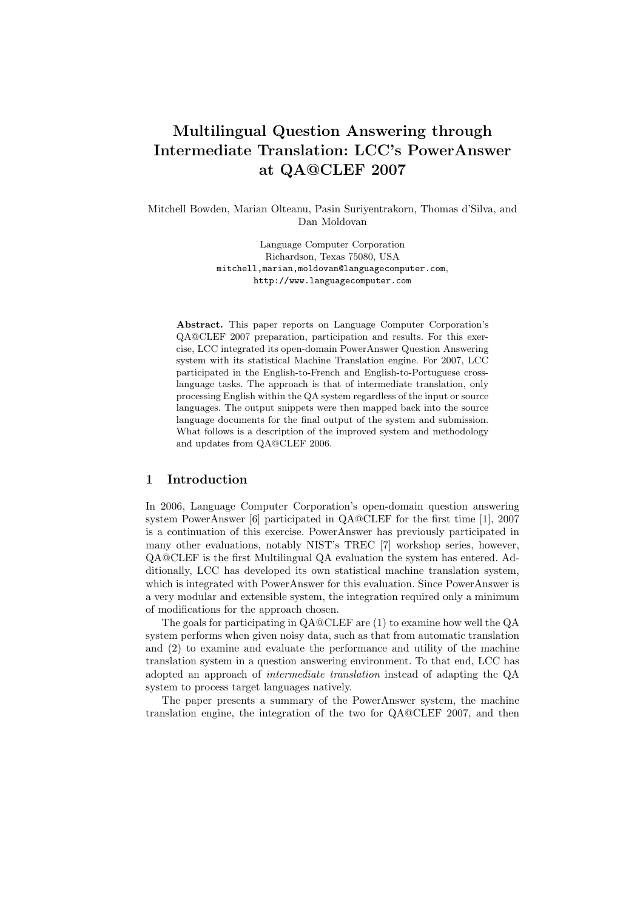# Multilingual Question Answering through Intermediate Translation: LCC's PowerAnswer at QA@CLEF 2007

Mitchell Bowden, Marian Olteanu, Pasin Suriyentrakorn, Thomas d'Silva, and Dan Moldovan

Language Computer Corporation
Richardson, Texas 75080, USA
mitchell,marian,moldovan@languagecomputer.com,
http://www.languagecomputer.com

**Abstract.** This paper reports on Language Computer Corporation's QA@CLEF 2007 preparation, participation and results. For this exercise, LCC integrated its open-domain PowerAnswer Question Answering system with its statistical Machine Translation engine. For 2007, LCC participated in the English-to-French and English-to-Portuguese cross-language tasks. The approach is that of intermediate translation, only processing English within the QA system regardless of the input or source languages. The output snippets were then mapped back into the source language documents for the final output of the system and submission. What follows is a description of the improved system and methodology and updates from QA@CLEF 2006.

## 1 Introduction

In 2006, Language Computer Corporation's open-domain question answering system PowerAnswer [6] participated in QA@CLEF for the first time [1], 2007 is a continuation of this exercise. PowerAnswer has previously participated in many other evaluations, notably NIST's TREC [7] workshop series, however, QA@CLEF is the first Multilingual QA evaluation the system has entered. Additionally, LCC has developed its own statistical machine translation system, which is integrated with PowerAnswer for this evaluation. Since PowerAnswer is a very modular and extensible system, the integration required only a minimum of modifications for the approach chosen.

The goals for participating in QA@CLEF are (1) to examine how well the QA system performs when given noisy data, such as that from automatic translation and (2) to examine and evaluate the performance and utility of the machine translation system in a question answering environment. To that end, LCC has adopted an approach of *intermediate translation* instead of adapting the QA system to process target languages natively.

The paper presents a summary of the PowerAnswer system, the machine translation engine, the integration of the two for QA@CLEF 2007, and then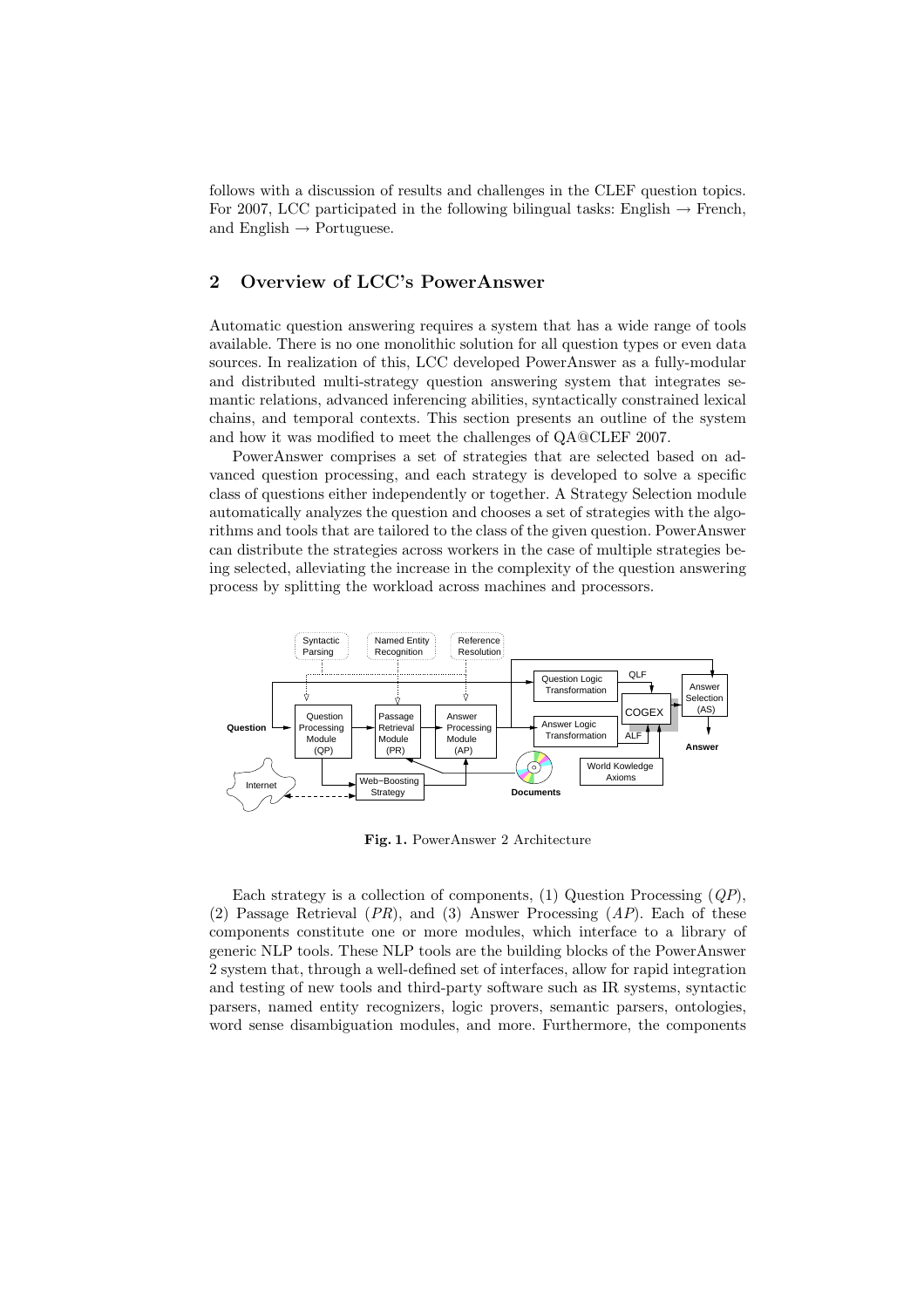follows with a discussion of results and challenges in the CLEF question topics. For 2007, LCC participated in the following bilingual tasks: English → French, and English → Portuguese.

## 2 Overview of LCC's PowerAnswer

Automatic question answering requires a system that has a wide range of tools available. There is no one monolithic solution for all question types or even data sources. In realization of this, LCC developed PowerAnswer as a fully-modular and distributed multi-strategy question answering system that integrates semantic relations, advanced inferencing abilities, syntactically constrained lexical chains, and temporal contexts. This section presents an outline of the system and how it was modified to meet the challenges of QA@CLEF 2007.

PowerAnswer comprises a set of strategies that are selected based on advanced question processing, and each strategy is developed to solve a specific class of questions either independently or together. A Strategy Selection module automatically analyzes the question and chooses a set of strategies with the algorithms and tools that are tailored to the class of the given question. PowerAnswer can distribute the strategies across workers in the case of multiple strategies being selected, alleviating the increase in the complexity of the question answering process by splitting the workload across machines and processors.

**Fig. 1.** PowerAnswer 2 Architecture

Each strategy is a collection of components, (1) Question Processing (*QP*), (2) Passage Retrieval (*PR*), and (3) Answer Processing (*AP*). Each of these components constitute one or more modules, which interface to a library of generic NLP tools. These NLP tools are the building blocks of the PowerAnswer 2 system that, through a well-defined set of interfaces, allow for rapid integration and testing of new tools and third-party software such as IR systems, syntactic parsers, named entity recognizers, logic provers, semantic parsers, ontologies, word sense disambiguation modules, and more. Furthermore, the components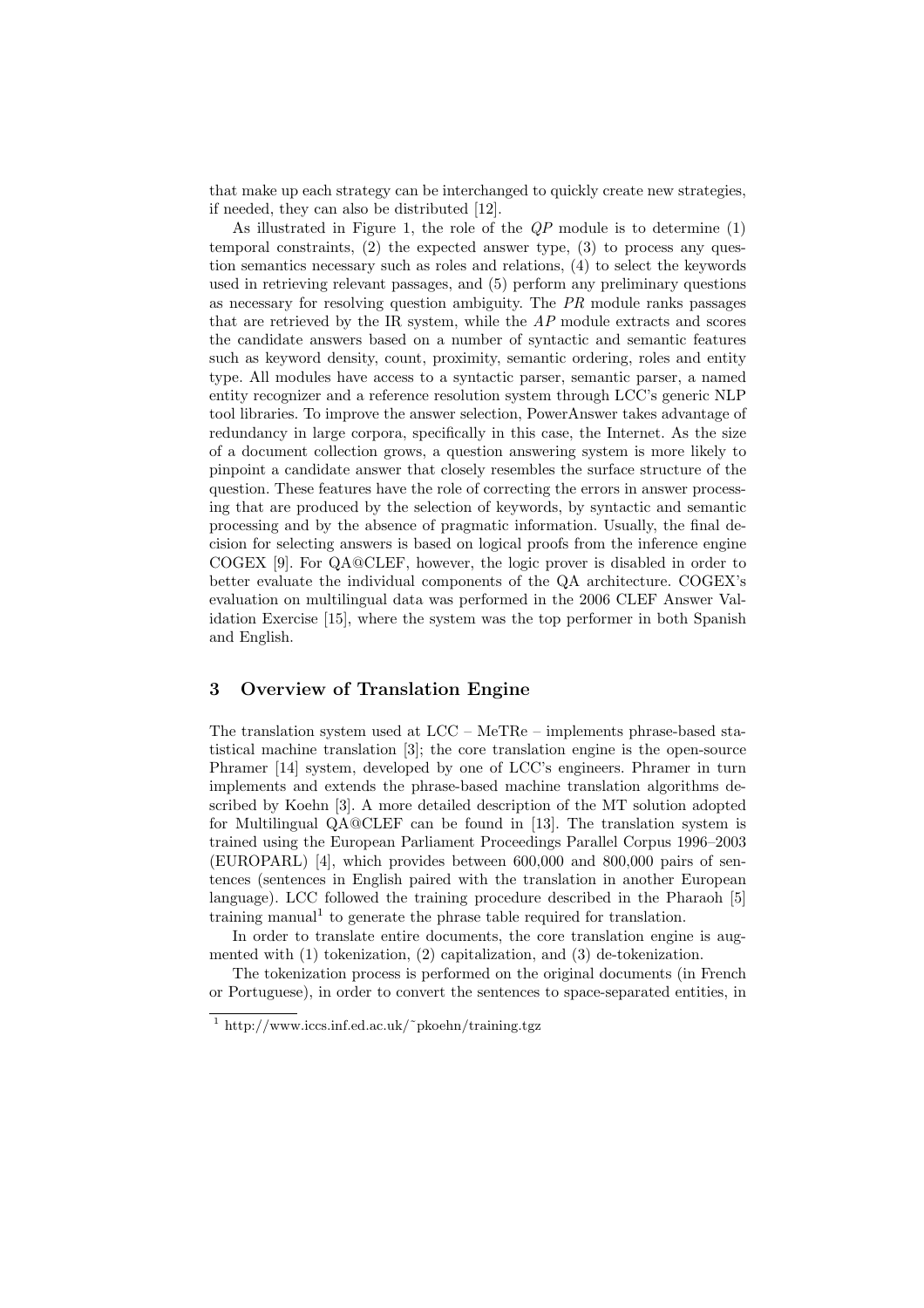that make up each strategy can be interchanged to quickly create new strategies, if needed, they can also be distributed [12].

As illustrated in Figure 1, the role of the *QP* module is to determine (1) temporal constraints, (2) the expected answer type, (3) to process any question semantics necessary such as roles and relations, (4) to select the keywords used in retrieving relevant passages, and (5) perform any preliminary questions as necessary for resolving question ambiguity. The *PR* module ranks passages that are retrieved by the IR system, while the *AP* module extracts and scores the candidate answers based on a number of syntactic and semantic features such as keyword density, count, proximity, semantic ordering, roles and entity type. All modules have access to a syntactic parser, semantic parser, a named entity recognizer and a reference resolution system through LCC's generic NLP tool libraries. To improve the answer selection, PowerAnswer takes advantage of redundancy in large corpora, specifically in this case, the Internet. As the size of a document collection grows, a question answering system is more likely to pinpoint a candidate answer that closely resembles the surface structure of the question. These features have the role of correcting the errors in answer processing that are produced by the selection of keywords, by syntactic and semantic processing and by the absence of pragmatic information. Usually, the final decision for selecting answers is based on logical proofs from the inference engine COGEX [9]. For QA@CLEF, however, the logic prover is disabled in order to better evaluate the individual components of the QA architecture. COGEX's evaluation on multilingual data was performed in the 2006 CLEF Answer Validation Exercise [15], where the system was the top performer in both Spanish and English.

## 3 Overview of Translation Engine

The translation system used at LCC – MeTRe – implements phrase-based statistical machine translation [3]; the core translation engine is the open-source Phramer [14] system, developed by one of LCC's engineers. Phramer in turn implements and extends the phrase-based machine translation algorithms described by Koehn [3]. A more detailed description of the MT solution adopted for Multilingual QA@CLEF can be found in [13]. The translation system is trained using the European Parliament Proceedings Parallel Corpus 1996–2003 (EUROPARL) [4], which provides between 600,000 and 800,000 pairs of sentences (sentences in English paired with the translation in another European language). LCC followed the training procedure described in the Pharaoh [5] training manual[1] to generate the phrase table required for translation.

In order to translate entire documents, the core translation engine is augmented with (1) tokenization, (2) capitalization, and (3) de-tokenization.

The tokenization process is performed on the original documents (in French or Portuguese), in order to convert the sentences to space-separated entities, in

[1] http://www.iccs.inf.ed.ac.uk/˜pkoehn/training.tgz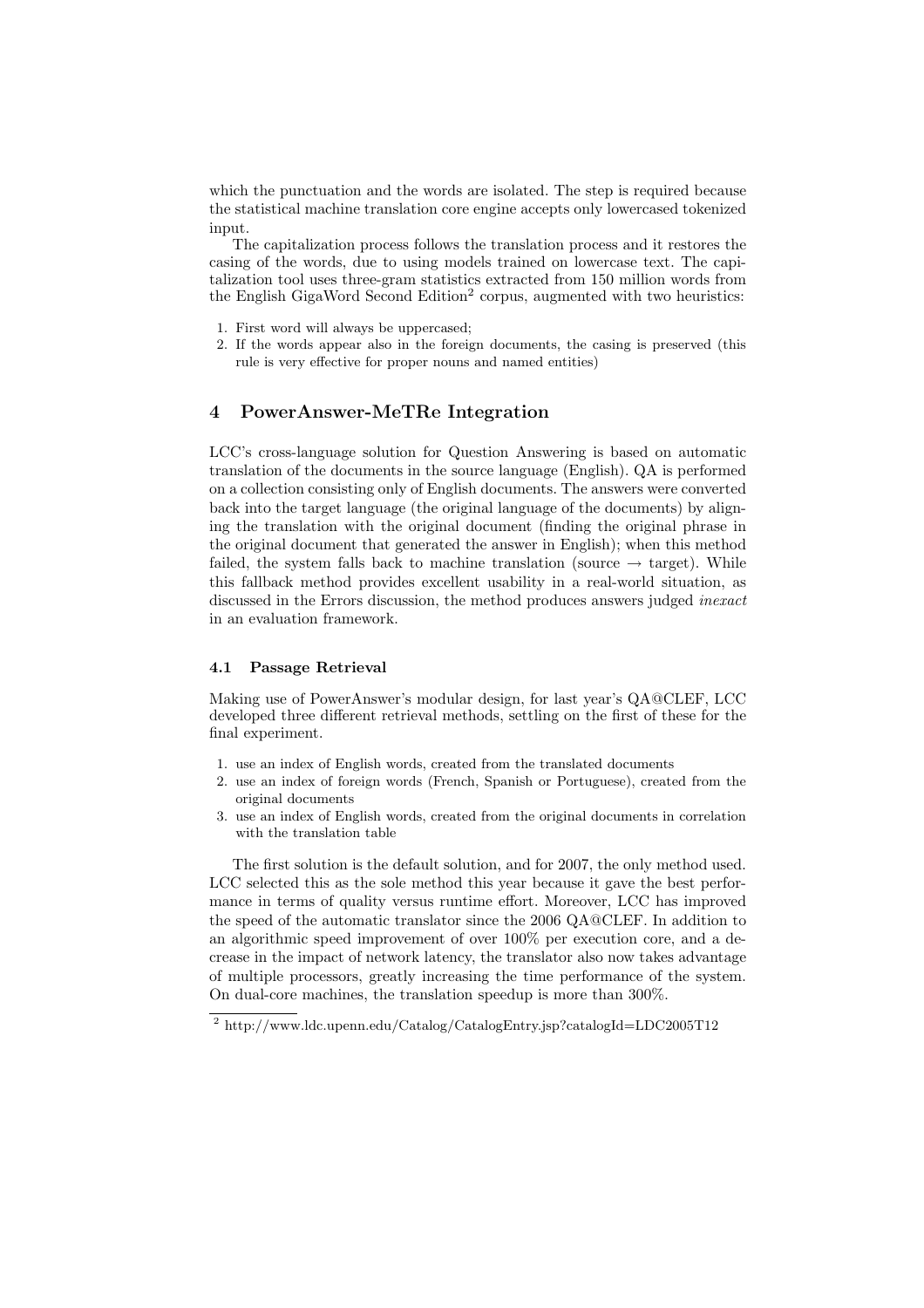which the punctuation and the words are isolated. The step is required because the statistical machine translation core engine accepts only lowercased tokenized input.

The capitalization process follows the translation process and it restores the casing of the words, due to using models trained on lowercase text. The capitalization tool uses three-gram statistics extracted from 150 million words from the English GigaWord Second Edition[2] corpus, augmented with two heuristics:

1. First word will always be uppercased;
2. If the words appear also in the foreign documents, the casing is preserved (this rule is very effective for proper nouns and named entities)

## 4 PowerAnswer-MeTRe Integration

LCC's cross-language solution for Question Answering is based on automatic translation of the documents in the source language (English). QA is performed on a collection consisting only of English documents. The answers were converted back into the target language (the original language of the documents) by aligning the translation with the original document (finding the original phrase in the original document that generated the answer in English); when this method failed, the system falls back to machine translation (source → target). While this fallback method provides excellent usability in a real-world situation, as discussed in the Errors discussion, the method produces answers judged *inexact* in an evaluation framework.

### 4.1 Passage Retrieval

Making use of PowerAnswer's modular design, for last year's QA@CLEF, LCC developed three different retrieval methods, settling on the first of these for the final experiment.

1. use an index of English words, created from the translated documents
2. use an index of foreign words (French, Spanish or Portuguese), created from the original documents
3. use an index of English words, created from the original documents in correlation with the translation table

The first solution is the default solution, and for 2007, the only method used. LCC selected this as the sole method this year because it gave the best performance in terms of quality versus runtime effort. Moreover, LCC has improved the speed of the automatic translator since the 2006 QA@CLEF. In addition to an algorithmic speed improvement of over 100% per execution core, and a decrease in the impact of network latency, the translator also now takes advantage of multiple processors, greatly increasing the time performance of the system. On dual-core machines, the translation speedup is more than 300%.

[2] http://www.ldc.upenn.edu/Catalog/CatalogEntry.jsp?catalogId=LDC2005T12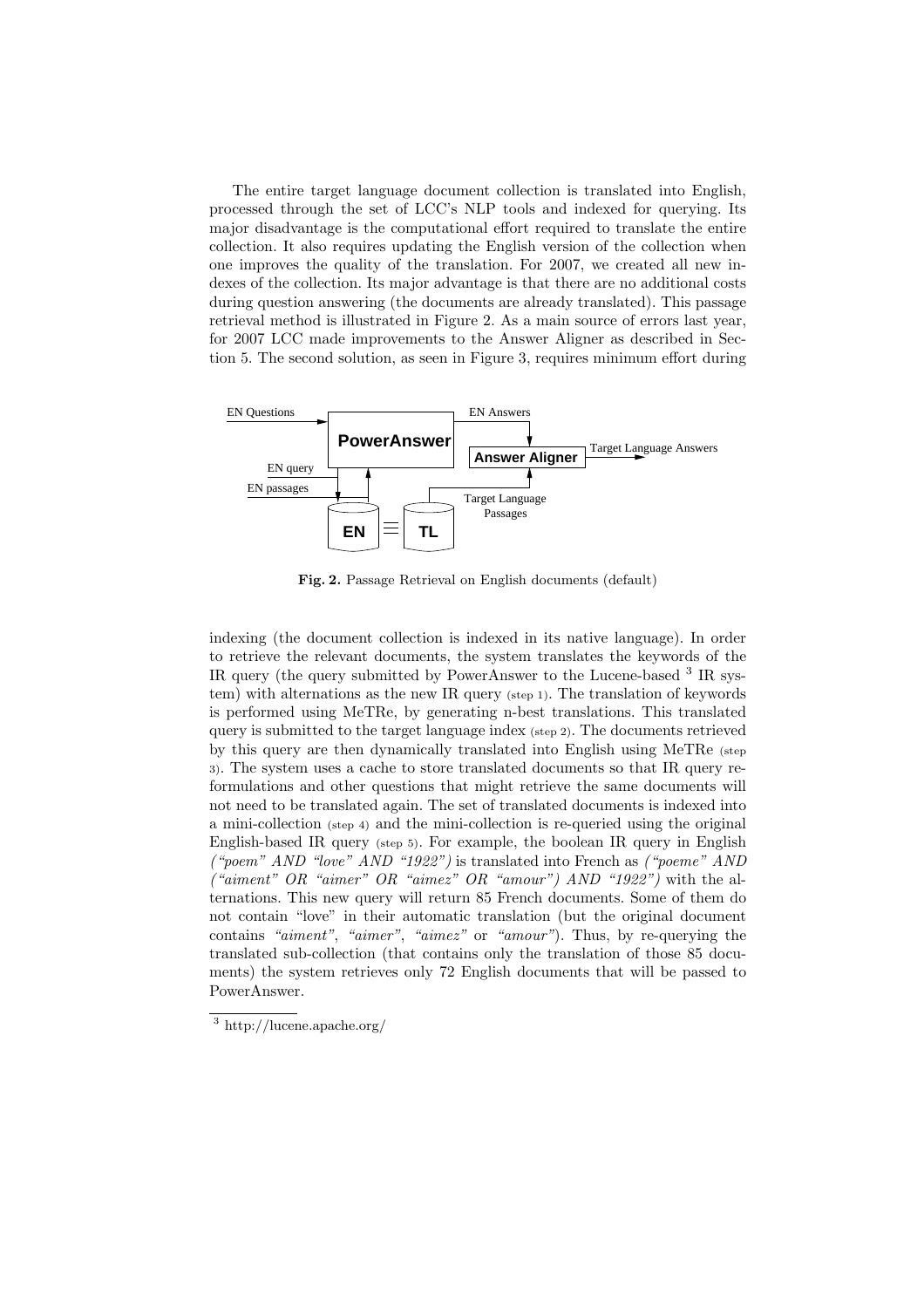The entire target language document collection is translated into English, processed through the set of LCC's NLP tools and indexed for querying. Its major disadvantage is the computational effort required to translate the entire collection. It also requires updating the English version of the collection when one improves the quality of the translation. For 2007, we created all new indexes of the collection. Its major advantage is that there are no additional costs during question answering (the documents are already translated). This passage retrieval method is illustrated in Figure 2. As a main source of errors last year, for 2007 LCC made improvements to the Answer Aligner as described in Section 5. The second solution, as seen in Figure 3, requires minimum effort during

**Fig. 2.** Passage Retrieval on English documents (default)

indexing (the document collection is indexed in its native language). In order to retrieve the relevant documents, the system translates the keywords of the IR query (the query submitted by PowerAnswer to the Lucene-based [3] IR system) with alternations as the new IR query (step 1). The translation of keywords is performed using MeTRe, by generating n-best translations. This translated query is submitted to the target language index (step 2). The documents retrieved by this query are then dynamically translated into English using MeTRe (step 3). The system uses a cache to store translated documents so that IR query reformulations and other questions that might retrieve the same documents will not need to be translated again. The set of translated documents is indexed into a mini-collection (step 4) and the mini-collection is re-queried using the original English-based IR query (step 5). For example, the boolean IR query in English *("poem" AND "love" AND "1922")* is translated into French as *("poeme" AND ("aiment" OR "aimer" OR "aimez" OR "amour") AND "1922")* with the alternations. This new query will return 85 French documents. Some of them do not contain "love" in their automatic translation (but the original document contains *"aiment"*, *"aimer"*, *"aimez"* or *"amour"*). Thus, by re-querying the translated sub-collection (that contains only the translation of those 85 documents) the system retrieves only 72 English documents that will be passed to PowerAnswer.

[3] http://lucene.apache.org/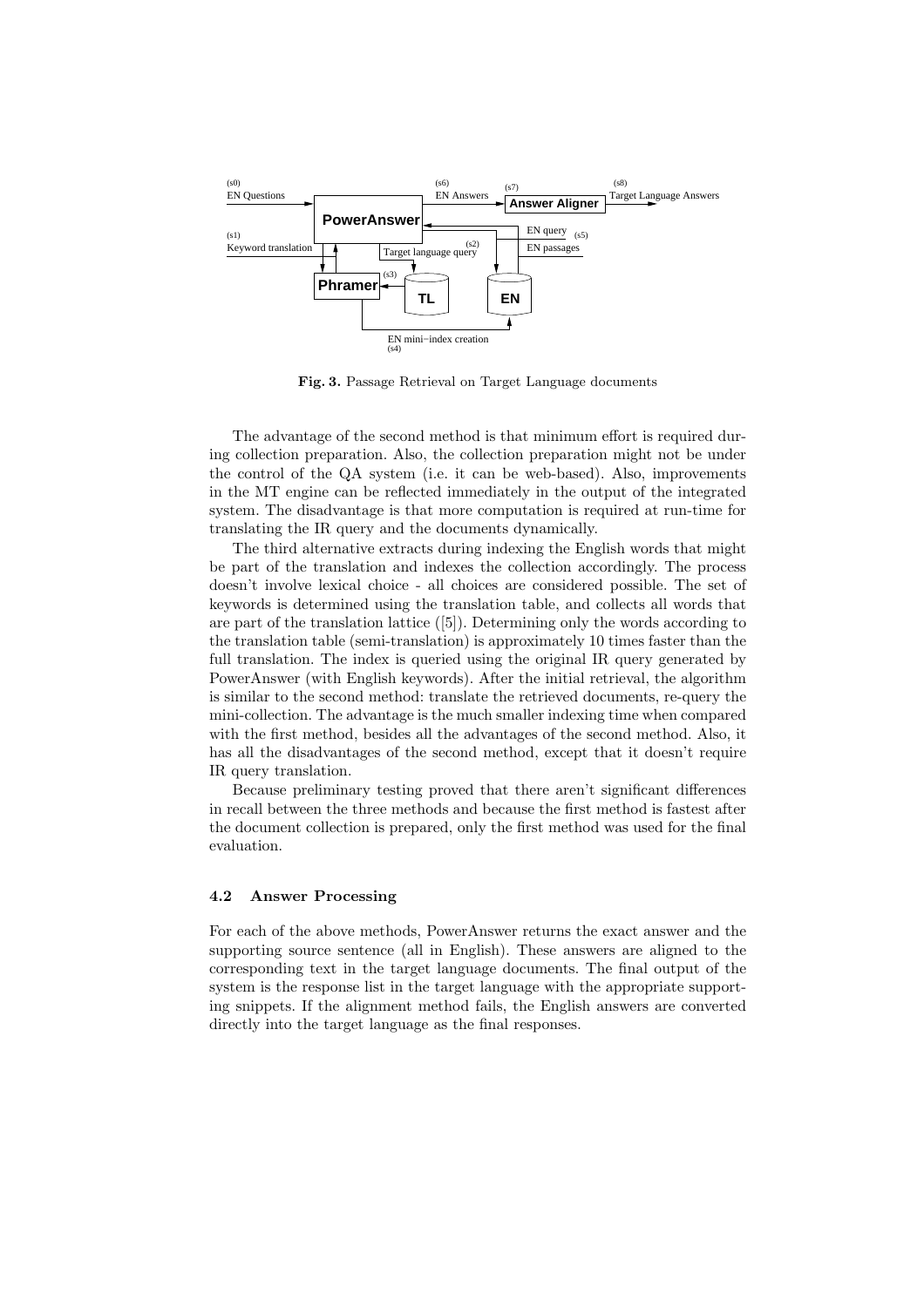(s0)
EN Questions

(s1)
Keyword translation

PowerAnswer

Phramer

(s2)
Target language query

(s3)

TL

EN

(s4)
EN mini−index creation

(s5)
EN query
EN passages

(s6)
EN Answers

(s7)
Answer Aligner

(s8)
Target Language Answers

**Fig. 3.** Passage Retrieval on Target Language documents

The advantage of the second method is that minimum effort is required during collection preparation. Also, the collection preparation might not be under the control of the QA system (i.e. it can be web-based). Also, improvements in the MT engine can be reflected immediately in the output of the integrated system. The disadvantage is that more computation is required at run-time for translating the IR query and the documents dynamically.

The third alternative extracts during indexing the English words that might be part of the translation and indexes the collection accordingly. The process doesn't involve lexical choice - all choices are considered possible. The set of keywords is determined using the translation table, and collects all words that are part of the translation lattice ([5]). Determining only the words according to the translation table (semi-translation) is approximately 10 times faster than the full translation. The index is queried using the original IR query generated by PowerAnswer (with English keywords). After the initial retrieval, the algorithm is similar to the second method: translate the retrieved documents, re-query the mini-collection. The advantage is the much smaller indexing time when compared with the first method, besides all the advantages of the second method. Also, it has all the disadvantages of the second method, except that it doesn't require IR query translation.

Because preliminary testing proved that there aren't significant differences in recall between the three methods and because the first method is fastest after the document collection is prepared, only the first method was used for the final evaluation.

### 4.2 Answer Processing

For each of the above methods, PowerAnswer returns the exact answer and the supporting source sentence (all in English). These answers are aligned to the corresponding text in the target language documents. The final output of the system is the response list in the target language with the appropriate supporting snippets. If the alignment method fails, the English answers are converted directly into the target language as the final responses.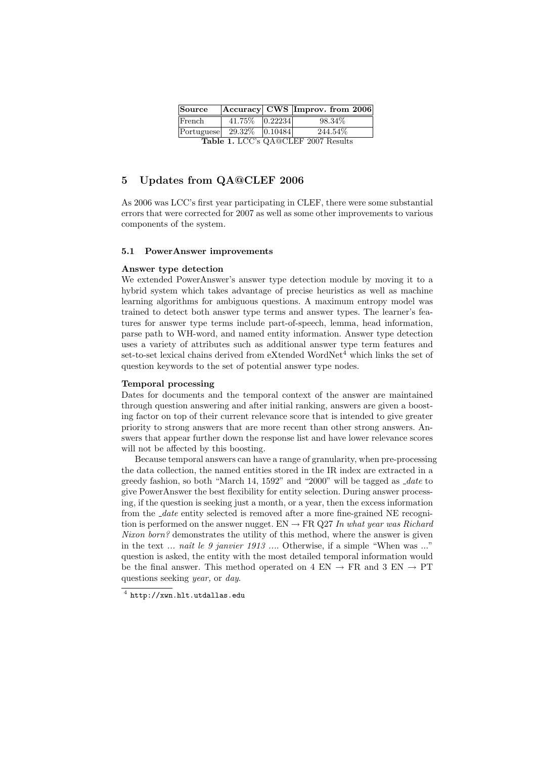| Source | Accuracy | CWS | Improv. from 2006 |
|---|---|---|---|
| French | 41.75% | 0.22234 | 98.34% |
| Portuguese | 29.32% | 0.10484 | 244.54% |

**Table 1.** LCC's QA@CLEF 2007 Results

## 5 Updates from QA@CLEF 2006

As 2006 was LCC's first year participating in CLEF, there were some substantial errors that were corrected for 2007 as well as some other improvements to various components of the system.

### 5.1 PowerAnswer improvements

**Answer type detection**
We extended PowerAnswer's answer type detection module by moving it to a hybrid system which takes advantage of precise heuristics as well as machine learning algorithms for ambiguous questions. A maximum entropy model was trained to detect both answer type terms and answer types. The learner's features for answer type terms include part-of-speech, lemma, head information, parse path to WH-word, and named entity information. Answer type detection uses a variety of attributes such as additional answer type term features and set-to-set lexical chains derived from eXtended WordNet[4] which links the set of question keywords to the set of potential answer type nodes.

**Temporal processing**
Dates for documents and the temporal context of the answer are maintained through question answering and after initial ranking, answers are given a boosting factor on top of their current relevance score that is intended to give greater priority to strong answers that are more recent than other strong answers. Answers that appear further down the response list and have lower relevance scores will not be affected by this boosting.

Because temporal answers can have a range of granularity, when pre-processing the data collection, the named entities stored in the IR index are extracted in a greedy fashion, so both "March 14, 1592" and "2000" will be tagged as *_date* to give PowerAnswer the best flexibility for entity selection. During answer processing, if the question is seeking just a month, or a year, then the excess information from the *_date* entity selected is removed after a more fine-grained NE recognition is performed on the answer nugget. EN → FR Q27 *In what year was Richard Nixon born?* demonstrates the utility of this method, where the answer is given in the text *... naît le 9 janvier 1913 ...*. Otherwise, if a simple "When was ..." question is asked, the entity with the most detailed temporal information would be the final answer. This method operated on 4 EN → FR and 3 EN → PT questions seeking *year,* or *day*.

[4] http://xwn.hlt.utdallas.edu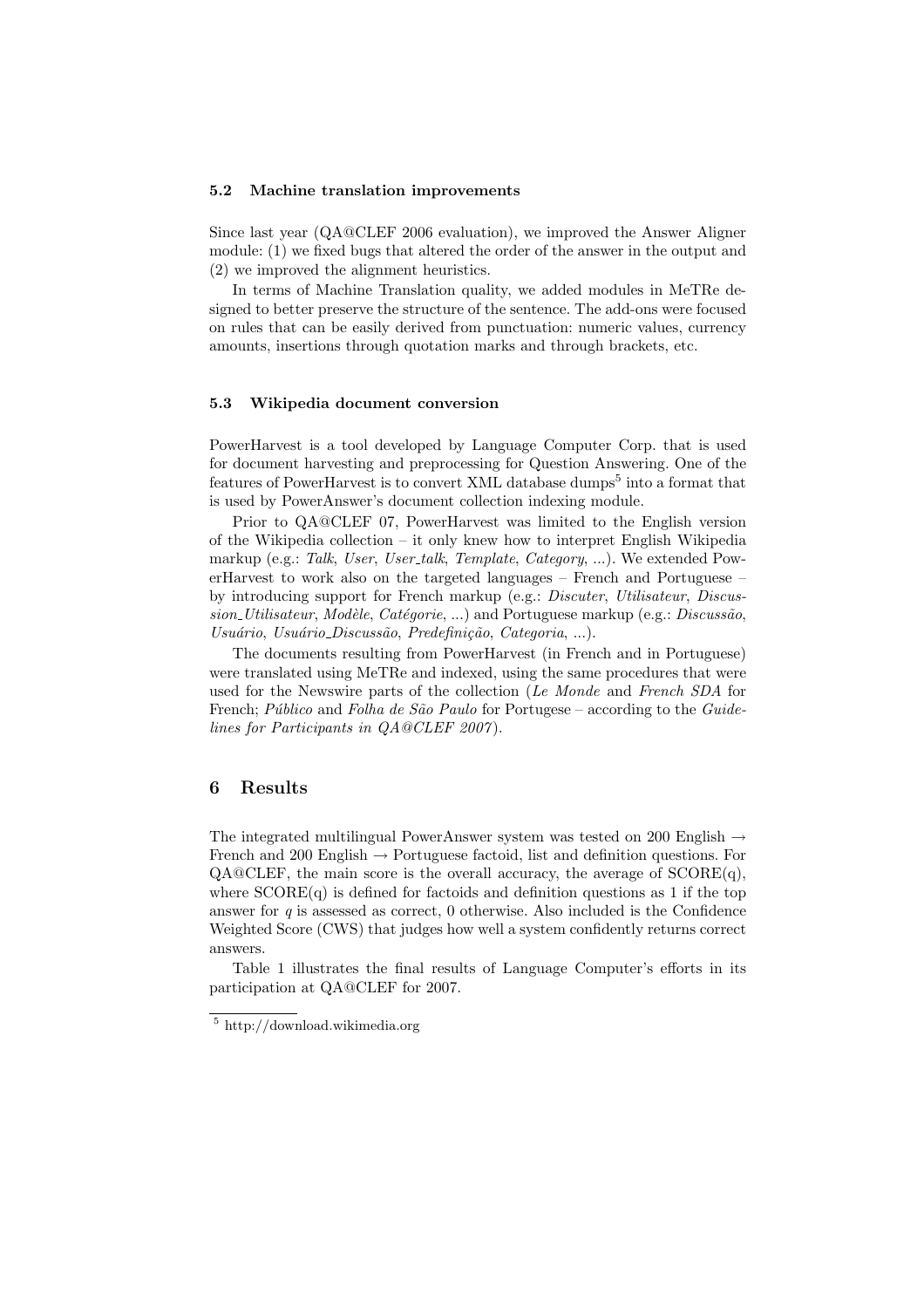### 5.2 Machine translation improvements

Since last year (QA@CLEF 2006 evaluation), we improved the Answer Aligner module: (1) we fixed bugs that altered the order of the answer in the output and (2) we improved the alignment heuristics.

In terms of Machine Translation quality, we added modules in MeTRe designed to better preserve the structure of the sentence. The add-ons were focused on rules that can be easily derived from punctuation: numeric values, currency amounts, insertions through quotation marks and through brackets, etc.

### 5.3 Wikipedia document conversion

PowerHarvest is a tool developed by Language Computer Corp. that is used for document harvesting and preprocessing for Question Answering. One of the features of PowerHarvest is to convert XML database dumps[5] into a format that is used by PowerAnswer's document collection indexing module.

Prior to QA@CLEF 07, PowerHarvest was limited to the English version of the Wikipedia collection – it only knew how to interpret English Wikipedia markup (e.g.: *Talk*, *User*, *User_talk*, *Template*, *Category*, ...). We extended PowerHarvest to work also on the targeted languages – French and Portuguese – by introducing support for French markup (e.g.: *Discuter*, *Utilisateur*, *Discussion_Utilisateur*, *Modèle*, *Catégorie*, ...) and Portuguese markup (e.g.: *Discussão*, *Usuário*, *Usuário_Discussão*, *Predefinição*, *Categoria*, ...).

The documents resulting from PowerHarvest (in French and in Portuguese) were translated using MeTRe and indexed, using the same procedures that were used for the Newswire parts of the collection (*Le Monde* and *French SDA* for French; *Público* and *Folha de São Paulo* for Portugese – according to the *Guidelines for Participants in QA@CLEF 2007*).

## 6 Results

The integrated multilingual PowerAnswer system was tested on 200 English → French and 200 English → Portuguese factoid, list and definition questions. For QA@CLEF, the main score is the overall accuracy, the average of SCORE(q), where SCORE(q) is defined for factoids and definition questions as 1 if the top answer for $q$ is assessed as correct, 0 otherwise. Also included is the Confidence Weighted Score (CWS) that judges how well a system confidently returns correct answers.

Table 1 illustrates the final results of Language Computer's efforts in its participation at QA@CLEF for 2007.

[5] http://download.wikimedia.org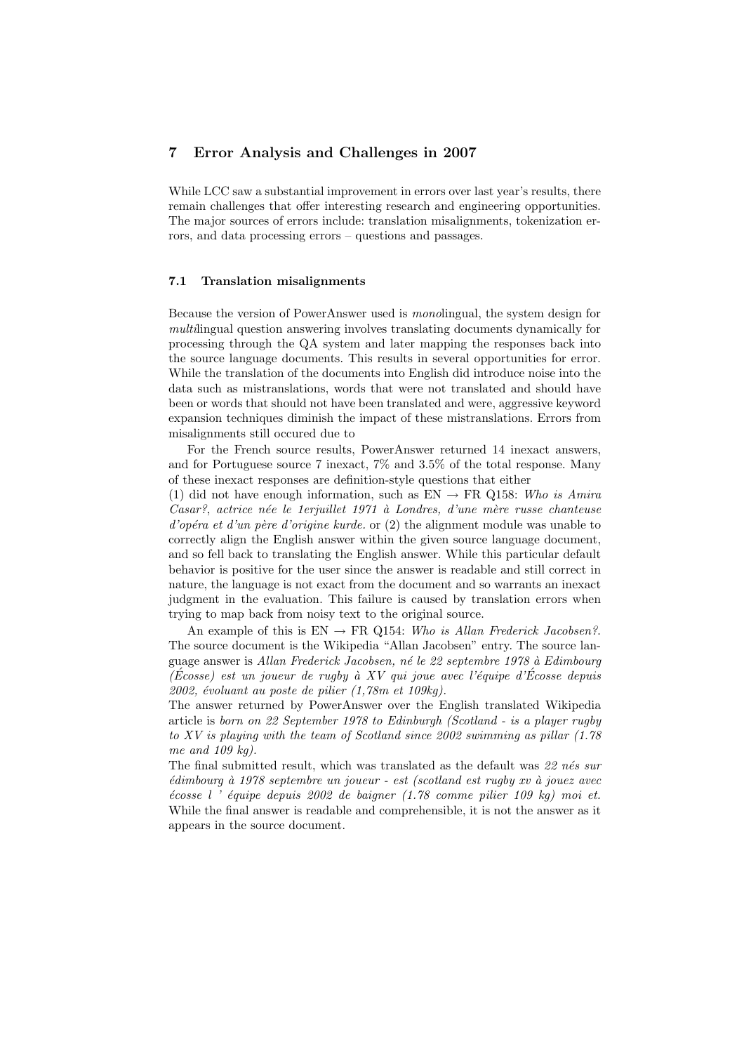## 7 Error Analysis and Challenges in 2007

While LCC saw a substantial improvement in errors over last year's results, there remain challenges that offer interesting research and engineering opportunities. The major sources of errors include: translation misalignments, tokenization errors, and data processing errors – questions and passages.

### 7.1 Translation misalignments

Because the version of PowerAnswer used is *mono*lingual, the system design for *multi*lingual question answering involves translating documents dynamically for processing through the QA system and later mapping the responses back into the source language documents. This results in several opportunities for error. While the translation of the documents into English did introduce noise into the data such as mistranslations, words that were not translated and should have been or words that should not have been translated and were, aggressive keyword expansion techniques diminish the impact of these mistranslations. Errors from misalignments still occured due to

For the French source results, PowerAnswer returned 14 inexact answers, and for Portuguese source 7 inexact, 7% and 3.5% of the total response. Many of these inexact responses are definition-style questions that either

(1) did not have enough information, such as EN → FR Q158: *Who is Amira Casar?, actrice née le 1erjuillet 1971 à Londres, d'une mère russe chanteuse d'opéra et d'un père d'origine kurde.* or (2) the alignment module was unable to correctly align the English answer within the given source language document, and so fell back to translating the English answer. While this particular default behavior is positive for the user since the answer is readable and still correct in nature, the language is not exact from the document and so warrants an inexact judgment in the evaluation. This failure is caused by translation errors when trying to map back from noisy text to the original source.

An example of this is EN → FR Q154: *Who is Allan Frederick Jacobsen?*. The source document is the Wikipedia "Allan Jacobsen" entry. The source language answer is *Allan Frederick Jacobsen, né le 22 septembre 1978 à Edimbourg (Écosse) est un joueur de rugby à XV qui joue avec l'équipe d'Écosse depuis 2002, évoluant au poste de pilier (1,78m et 109kg).*

The answer returned by PowerAnswer over the English translated Wikipedia article is *born on 22 September 1978 to Edinburgh (Scotland - is a player rugby to XV is playing with the team of Scotland since 2002 swimming as pillar (1.78 me and 109 kg).*

The final submitted result, which was translated as the default was *22 nés sur édimbourg à 1978 septembre un joueur - est (scotland est rugby xv à jouez avec écosse l ' équipe depuis 2002 de baigner (1.78 comme pilier 109 kg) moi et.* While the final answer is readable and comprehensible, it is not the answer as it appears in the source document.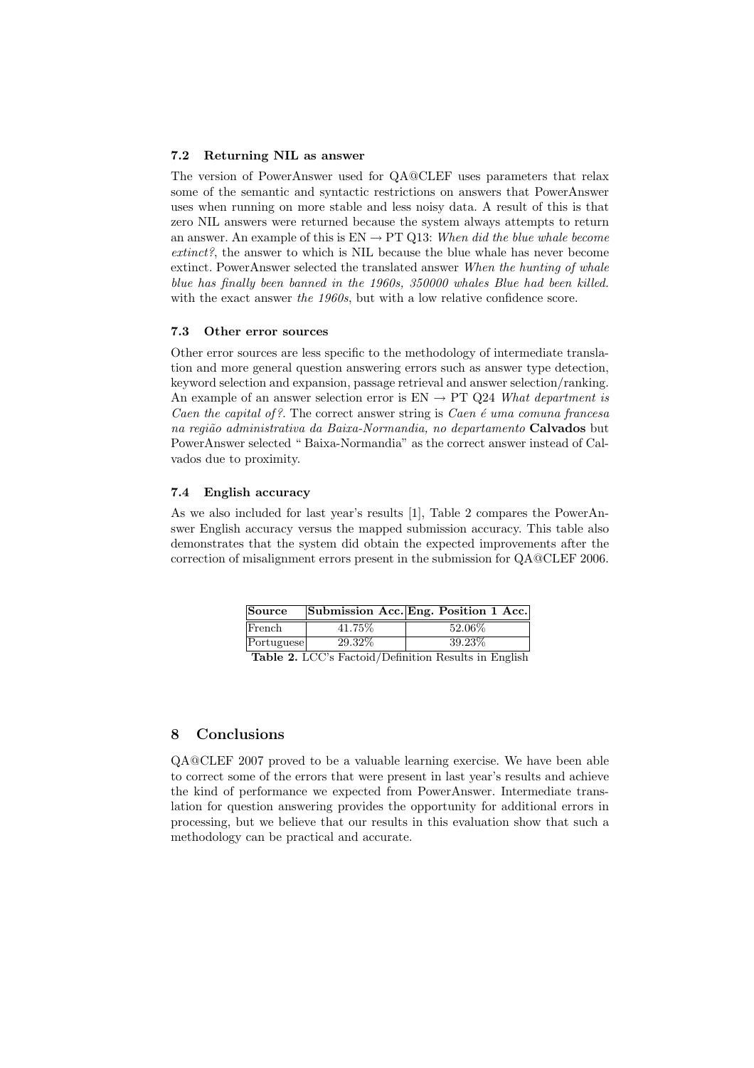### 7.2 Returning NIL as answer

The version of PowerAnswer used for QA@CLEF uses parameters that relax some of the semantic and syntactic restrictions on answers that PowerAnswer uses when running on more stable and less noisy data. A result of this is that zero NIL answers were returned because the system always attempts to return an answer. An example of this is EN → PT Q13: *When did the blue whale become extinct?*, the answer to which is NIL because the blue whale has never become extinct. PowerAnswer selected the translated answer *When the hunting of whale blue has finally been banned in the 1960s, 350000 whales Blue had been killed.* with the exact answer *the 1960s*, but with a low relative confidence score.

### 7.3 Other error sources

Other error sources are less specific to the methodology of intermediate translation and more general question answering errors such as answer type detection, keyword selection and expansion, passage retrieval and answer selection/ranking. An example of an answer selection error is EN → PT Q24 *What department is Caen the capital of?*. The correct answer string is *Caen é uma comuna francesa na região administrativa da Baixa-Normandia, no departamento* **Calvados** but PowerAnswer selected " Baixa-Normandia" as the correct answer instead of Calvados due to proximity.

### 7.4 English accuracy

As we also included for last year's results [1], Table 2 compares the PowerAnswer English accuracy versus the mapped submission accuracy. This table also demonstrates that the system did obtain the expected improvements after the correction of misalignment errors present in the submission for QA@CLEF 2006.

| **Source** | **Submission Acc.** | **Eng. Position 1 Acc.** |
|---|---|---|
| French | 41.75% | 52.06% |
| Portuguese | 29.32% | 39.23% |

**Table 2.** LCC's Factoid/Definition Results in English

## 8 Conclusions

QA@CLEF 2007 proved to be a valuable learning exercise. We have been able to correct some of the errors that were present in last year's results and achieve the kind of performance we expected from PowerAnswer. Intermediate translation for question answering provides the opportunity for additional errors in processing, but we believe that our results in this evaluation show that such a methodology can be practical and accurate.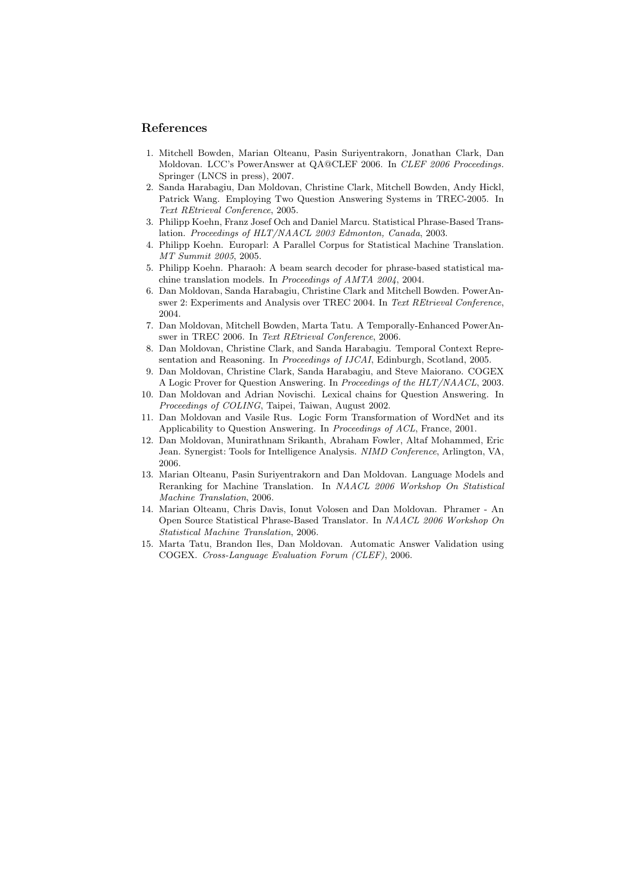## References

1. Mitchell Bowden, Marian Olteanu, Pasin Suriyentrakorn, Jonathan Clark, Dan Moldovan. LCC's PowerAnswer at QA@CLEF 2006. In *CLEF 2006 Proceedings*. Springer (LNCS in press), 2007.
2. Sanda Harabagiu, Dan Moldovan, Christine Clark, Mitchell Bowden, Andy Hickl, Patrick Wang. Employing Two Question Answering Systems in TREC-2005. In *Text REtrieval Conference*, 2005.
3. Philipp Koehn, Franz Josef Och and Daniel Marcu. Statistical Phrase-Based Translation. *Proceedings of HLT/NAACL 2003 Edmonton, Canada*, 2003.
4. Philipp Koehn. Europarl: A Parallel Corpus for Statistical Machine Translation. *MT Summit 2005*, 2005.
5. Philipp Koehn. Pharaoh: A beam search decoder for phrase-based statistical machine translation models. In *Proceedings of AMTA 2004*, 2004.
6. Dan Moldovan, Sanda Harabagiu, Christine Clark and Mitchell Bowden. PowerAnswer 2: Experiments and Analysis over TREC 2004. In *Text REtrieval Conference*, 2004.
7. Dan Moldovan, Mitchell Bowden, Marta Tatu. A Temporally-Enhanced PowerAnswer in TREC 2006. In *Text REtrieval Conference*, 2006.
8. Dan Moldovan, Christine Clark, and Sanda Harabagiu. Temporal Context Representation and Reasoning. In *Proceedings of IJCAI*, Edinburgh, Scotland, 2005.
9. Dan Moldovan, Christine Clark, Sanda Harabagiu, and Steve Maiorano. COGEX A Logic Prover for Question Answering. In *Proceedings of the HLT/NAACL*, 2003.
10. Dan Moldovan and Adrian Novischi. Lexical chains for Question Answering. In *Proceedings of COLING*, Taipei, Taiwan, August 2002.
11. Dan Moldovan and Vasile Rus. Logic Form Transformation of WordNet and its Applicability to Question Answering. In *Proceedings of ACL*, France, 2001.
12. Dan Moldovan, Munirathnam Srikanth, Abraham Fowler, Altaf Mohammed, Eric Jean. Synergist: Tools for Intelligence Analysis. *NIMD Conference*, Arlington, VA, 2006.
13. Marian Olteanu, Pasin Suriyentrakorn and Dan Moldovan. Language Models and Reranking for Machine Translation. In *NAACL 2006 Workshop On Statistical Machine Translation*, 2006.
14. Marian Olteanu, Chris Davis, Ionut Volosen and Dan Moldovan. Phramer - An Open Source Statistical Phrase-Based Translator. In *NAACL 2006 Workshop On Statistical Machine Translation*, 2006.
15. Marta Tatu, Brandon Iles, Dan Moldovan. Automatic Answer Validation using COGEX. *Cross-Language Evaluation Forum (CLEF)*, 2006.